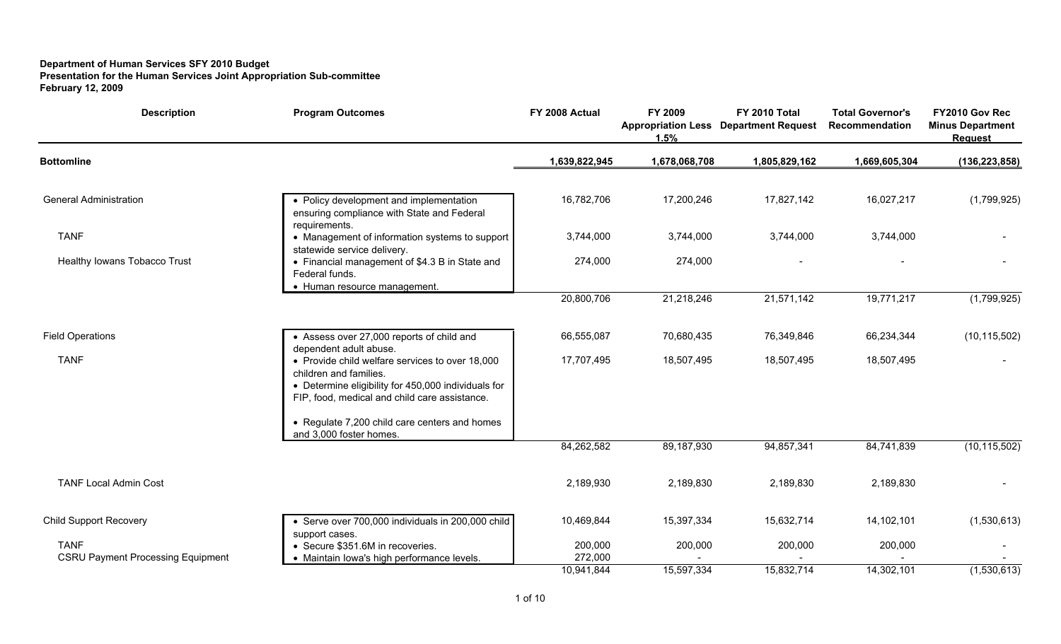**Department of Human Services SFY 2010 Budget**
**Presentation for the Human Services Joint Appropriation Sub-committee**
**February 12, 2009**

| Description | Program Outcomes | FY 2008 Actual | FY 2009 Appropriation Less 1.5% | FY 2010 Total Department Request | Total Governor's Recommendation | FY2010 Gov Rec Minus Department Request |
|---|---|---|---|---|---|---|
| **Bottomline** | | 1,639,822,945 | 1,678,068,708 | 1,805,829,162 | 1,669,605,304 | (136,223,858) |
| General Administration | • Policy development and implementation ensuring compliance with State and Federal requirements. | 16,782,706 | 17,200,246 | 17,827,142 | 16,027,217 | (1,799,925) |
| TANF | • Management of information systems to support statewide service delivery. | 3,744,000 | 3,744,000 | 3,744,000 | 3,744,000 | - |
| Healthy Iowans Tobacco Trust | • Financial management of $4.3 B in State and Federal funds.<br>• Human resource management. | 274,000 | 274,000 | - | - | - |
| | | 20,800,706 | 21,218,246 | 21,571,142 | 19,771,217 | (1,799,925) |
| Field Operations | • Assess over 27,000 reports of child and dependent adult abuse. | 66,555,087 | 70,680,435 | 76,349,846 | 66,234,344 | (10,115,502) |
| TANF | • Provide child welfare services to over 18,000 children and families.<br>• Determine eligibility for 450,000 individuals for FIP, food, medical and child care assistance.<br>• Regulate 7,200 child care centers and homes and 3,000 foster homes. | 17,707,495 | 18,507,495 | 18,507,495 | 18,507,495 | - |
| | | 84,262,582 | 89,187,930 | 94,857,341 | 84,741,839 | (10,115,502) |
| TANF Local Admin Cost | | 2,189,930 | 2,189,830 | 2,189,830 | 2,189,830 | - |
| Child Support Recovery | • Serve over 700,000 individuals in 200,000 child support cases. | 10,469,844 | 15,397,334 | 15,632,714 | 14,102,101 | (1,530,613) |
| TANF | • Secure $351.6M in recoveries. | 200,000 | 200,000 | 200,000 | 200,000 | - |
| CSRU Payment Processing Equipment | • Maintain Iowa's high performance levels. | 272,000 | - | - | - | - |
| | | 10,941,844 | 15,597,334 | 15,832,714 | 14,302,101 | (1,530,613) |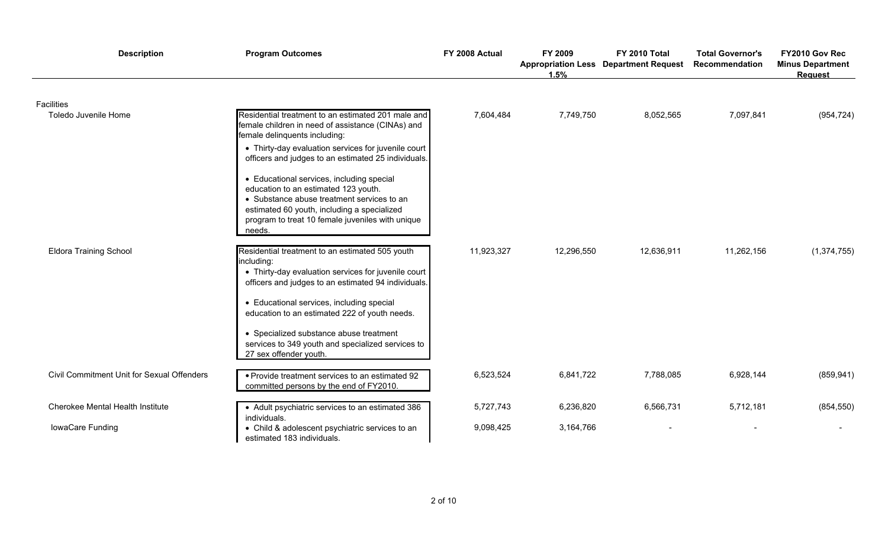| Description | Program Outcomes | FY 2008 Actual | FY 2009 Appropriation Less 1.5% | FY 2010 Total Department Request | Total Governor's Recommendation | FY2010 Gov Rec Minus Department Request |
|---|---|---|---|---|---|---|
| Facilities | | | | | | |
| Toledo Juvenile Home | Residential treatment to an estimated 201 male and female children in need of assistance (CINAs) and female delinquents including: • Thirty-day evaluation services for juvenile court officers and judges to an estimated 25 individuals. • Educational services, including special education to an estimated 123 youth. • Substance abuse treatment services to an estimated 60 youth, including a specialized program to treat 10 female juveniles with unique needs. | 7,604,484 | 7,749,750 | 8,052,565 | 7,097,841 | (954,724) |
| Eldora Training School | Residential treatment to an estimated 505 youth including: • Thirty-day evaluation services for juvenile court officers and judges to an estimated 94 individuals. • Educational services, including special education to an estimated 222 of youth needs. • Specialized substance abuse treatment services to 349 youth and specialized services to 27 sex offender youth. | 11,923,327 | 12,296,550 | 12,636,911 | 11,262,156 | (1,374,755) |
| Civil Commitment Unit for Sexual Offenders | • Provide treatment services to an estimated 92 committed persons by the end of FY2010. | 6,523,524 | 6,841,722 | 7,788,085 | 6,928,144 | (859,941) |
| Cherokee Mental Health Institute | • Adult psychiatric services to an estimated 386 individuals. • Child & adolescent psychiatric services to an estimated 183 individuals. | 5,727,743 | 6,236,820 | 6,566,731 | 5,712,181 | (854,550) |
| IowaCare Funding | | 9,098,425 | 3,164,766 | - | - | - |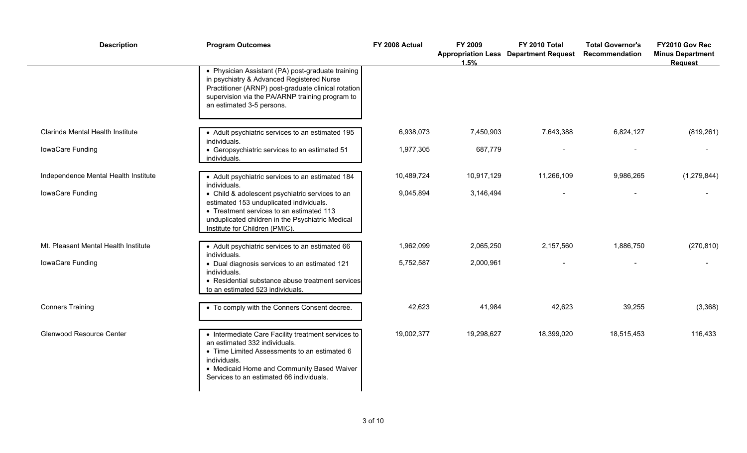| Description | Program Outcomes | FY 2008 Actual | FY 2009 Appropriation Less 1.5% | FY 2010 Total Department Request | Total Governor's Recommendation | FY2010 Gov Rec Minus Department Request |
|---|---|---|---|---|---|---|
| | • Physician Assistant (PA) post-graduate training in psychiatry & Advanced Registered Nurse Practitioner (ARNP) post-graduate clinical rotation supervision via the PA/ARNP training program to an estimated 3-5 persons. | | | | | |
| Clarinda Mental Health Institute | • Adult psychiatric services to an estimated 195 individuals. | 6,938,073 | 7,450,903 | 7,643,388 | 6,824,127 | (819,261) |
| IowaCare Funding | • Geropsychiatric services to an estimated 51 individuals. | 1,977,305 | 687,779 | - | - | - |
| Independence Mental Health Institute | • Adult psychiatric services to an estimated 184 individuals. | 10,489,724 | 10,917,129 | 11,266,109 | 9,986,265 | (1,279,844) |
| IowaCare Funding | • Child & adolescent psychiatric services to an estimated 153 unduplicated individuals. • Treatment services to an estimated 113 unduplicated children in the Psychiatric Medical Institute for Children (PMIC). | 9,045,894 | 3,146,494 | - | - | - |
| Mt. Pleasant Mental Health Institute | • Adult psychiatric services to an estimated 66 individuals. | 1,962,099 | 2,065,250 | 2,157,560 | 1,886,750 | (270,810) |
| IowaCare Funding | • Dual diagnosis services to an estimated 121 individuals. • Residential substance abuse treatment services to an estimated 523 individuals. | 5,752,587 | 2,000,961 | - | - | - |
| Conners Training | • To comply with the Conners Consent decree. | 42,623 | 41,984 | 42,623 | 39,255 | (3,368) |
| Glenwood Resource Center | • Intermediate Care Facility treatment services to an estimated 332 individuals. • Time Limited Assessments to an estimated 6 individuals. • Medicaid Home and Community Based Waiver Services to an estimated 66 individuals. | 19,002,377 | 19,298,627 | 18,399,020 | 18,515,453 | 116,433 |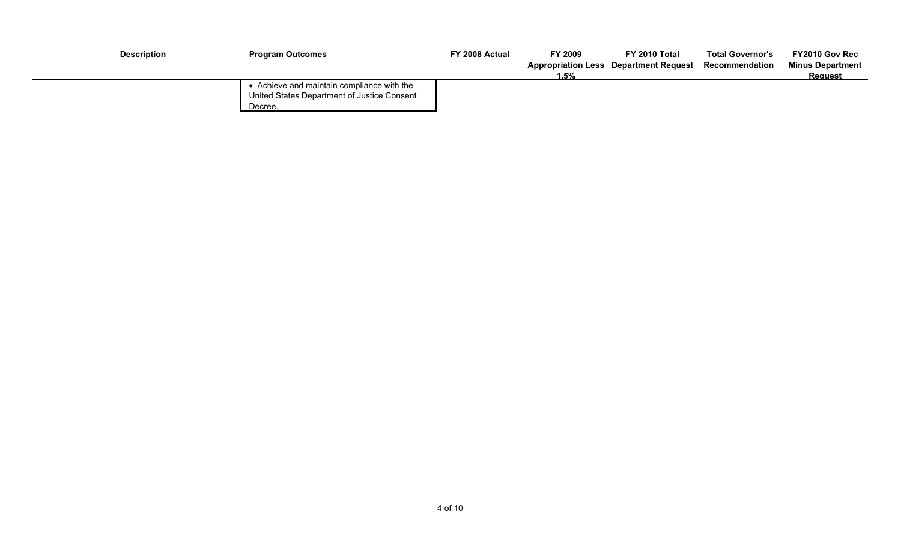| Description | Program Outcomes | FY 2008 Actual | FY 2009 Appropriation Less 1.5% | FY 2010 Total Department Request | Total Governor's Recommendation | FY2010 Gov Rec Minus Department Request |
|---|---|---|---|---|---|---|
| | • Achieve and maintain compliance with the United States Department of Justice Consent Decree. | | | | | |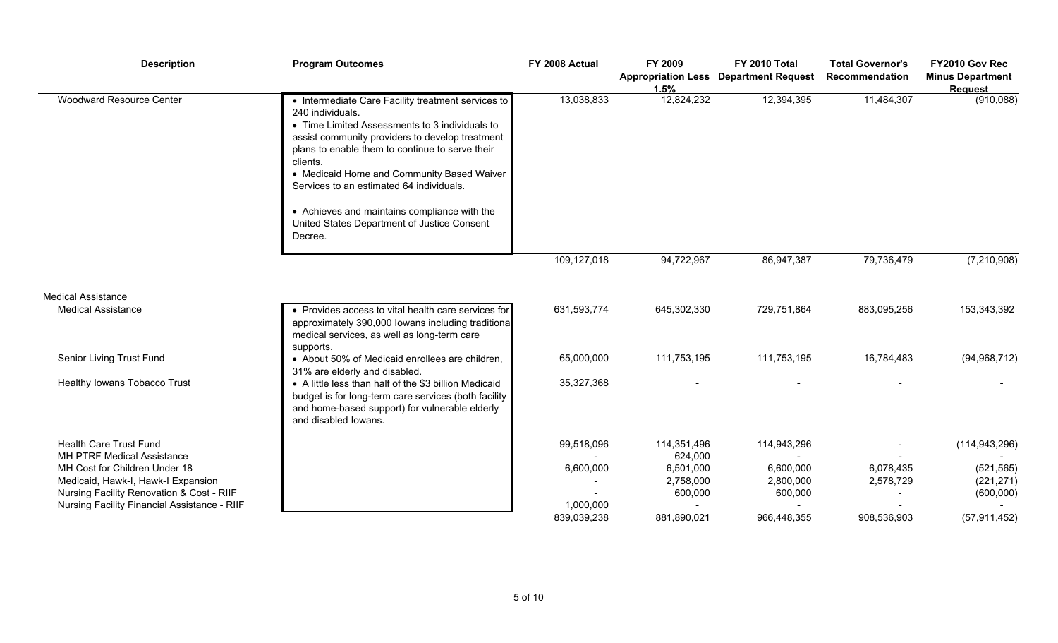| Description | Program Outcomes | FY 2008 Actual | FY 2009 Appropriation Less 1.5% | FY 2010 Total Department Request | Total Governor's Recommendation | FY2010 Gov Rec Minus Department Request |
|---|---|---|---|---|---|---|
| Woodward Resource Center | • Intermediate Care Facility treatment services to 240 individuals.<br>• Time Limited Assessments to 3 individuals to assist community providers to develop treatment plans to enable them to continue to serve their clients.<br>• Medicaid Home and Community Based Waiver Services to an estimated 64 individuals.<br><br>• Achieves and maintains compliance with the United States Department of Justice Consent Decree. | 13,038,833 | 12,824,232 | 12,394,395 | 11,484,307 | (910,088) |
| | | 109,127,018 | 94,722,967 | 86,947,387 | 79,736,479 | (7,210,908) |
| Medical Assistance | | | | | | |
| Medical Assistance | • Provides access to vital health care services for approximately 390,000 Iowans including traditional medical services, as well as long-term care supports. | 631,593,774 | 645,302,330 | 729,751,864 | 883,095,256 | 153,343,392 |
| Senior Living Trust Fund | • About 50% of Medicaid enrollees are children, 31% are elderly and disabled. | 65,000,000 | 111,753,195 | 111,753,195 | 16,784,483 | (94,968,712) |
| Healthy Iowans Tobacco Trust | • A little less than half of the $3 billion Medicaid budget is for long-term care services (both facility and home-based support) for vulnerable elderly and disabled Iowans. | 35,327,368 | - | - | - | - |
| Health Care Trust Fund | | 99,518,096 | 114,351,496 | 114,943,296 | - | (114,943,296) |
| MH PTRF Medical Assistance | | - | 624,000 | - | - | - |
| MH Cost for Children Under 18 | | 6,600,000 | 6,501,000 | 6,600,000 | 6,078,435 | (521,565) |
| Medicaid, Hawk-I, Hawk-I Expansion | | - | 2,758,000 | 2,800,000 | 2,578,729 | (221,271) |
| Nursing Facility Renovation & Cost - RIIF | | - | 600,000 | 600,000 | - | (600,000) |
| Nursing Facility Financial Assistance - RIIF | | 1,000,000 | - | - | - | - |
| | | 839,039,238 | 881,890,021 | 966,448,355 | 908,536,903 | (57,911,452) |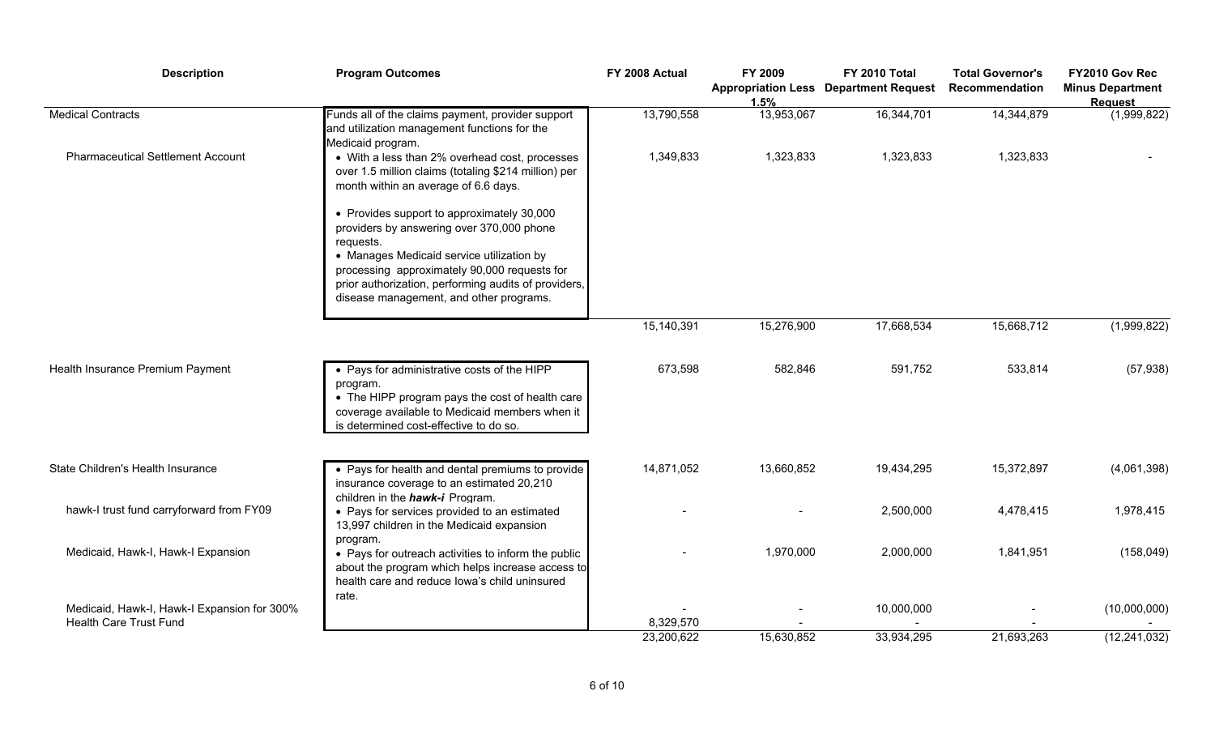| Description | Program Outcomes | FY 2008 Actual | FY 2009 Appropriation Less 1.5% | FY 2010 Total Department Request | Total Governor's Recommendation | FY2010 Gov Rec Minus Department Request |
|---|---|---|---|---|---|---|
| Medical Contracts | Funds all of the claims payment, provider support and utilization management functions for the Medicaid program. | 13,790,558 | 13,953,067 | 16,344,701 | 14,344,879 | (1,999,822) |
| Pharmaceutical Settlement Account | • With a less than 2% overhead cost, processes over 1.5 million claims (totaling $214 million) per month within an average of 6.6 days.<br>• Provides support to approximately 30,000 providers by answering over 370,000 phone requests.<br>• Manages Medicaid service utilization by processing approximately 90,000 requests for prior authorization, performing audits of providers, disease management, and other programs. | 1,349,833 | 1,323,833 | 1,323,833 | 1,323,833 | - |
| | | 15,140,391 | 15,276,900 | 17,668,534 | 15,668,712 | (1,999,822) |
| Health Insurance Premium Payment | • Pays for administrative costs of the HIPP program.<br>• The HIPP program pays the cost of health care coverage available to Medicaid members when it is determined cost-effective to do so. | 673,598 | 582,846 | 591,752 | 533,814 | (57,938) |
| State Children's Health Insurance | • Pays for health and dental premiums to provide insurance coverage to an estimated 20,210 children in the ***hawk-i*** Program. | 14,871,052 | 13,660,852 | 19,434,295 | 15,372,897 | (4,061,398) |
| hawk-I trust fund carryforward from FY09 | • Pays for services provided to an estimated 13,997 children in the Medicaid expansion program. | - | - | 2,500,000 | 4,478,415 | 1,978,415 |
| Medicaid, Hawk-I, Hawk-I Expansion | • Pays for outreach activities to inform the public about the program which helps increase access to health care and reduce Iowa's child uninsured rate. | - | 1,970,000 | 2,000,000 | 1,841,951 | (158,049) |
| Medicaid, Hawk-I, Hawk-I Expansion for 300% | | - | - | 10,000,000 | - | (10,000,000) |
| Health Care Trust Fund | | 8,329,570 | - | - | - | - |
| | | 23,200,622 | 15,630,852 | 33,934,295 | 21,693,263 | (12,241,032) |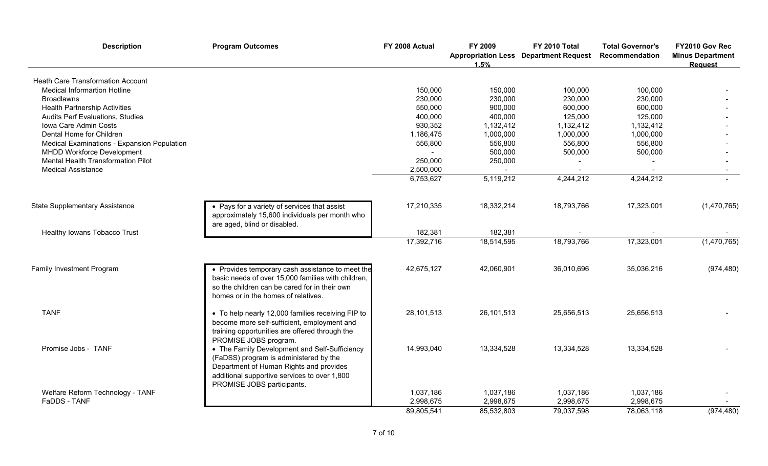| Description | Program Outcomes | FY 2008 Actual | FY 2009 Appropriation Less 1.5% | FY 2010 Total Department Request | Total Governor's Recommendation | FY2010 Gov Rec Minus Department Request |
|---|---|---|---|---|---|---|
| Heath Care Transformation Account | | | | | | |
| Medical Informartion Hotline | | 150,000 | 150,000 | 100,000 | 100,000 | - |
| Broadlawns | | 230,000 | 230,000 | 230,000 | 230,000 | - |
| Health Partnership Activities | | 550,000 | 900,000 | 600,000 | 600,000 | - |
| Audits Perf Evaluations, Studies | | 400,000 | 400,000 | 125,000 | 125,000 | - |
| Iowa Care Admin Costs | | 930,352 | 1,132,412 | 1,132,412 | 1,132,412 | - |
| Dental Home for Children | | 1,186,475 | 1,000,000 | 1,000,000 | 1,000,000 | - |
| Medical Examinations - Expansion Population | | 556,800 | 556,800 | 556,800 | 556,800 | - |
| MHDD Workforce Development | | - | 500,000 | 500,000 | 500,000 | - |
| Mental Health Transformation Pilot | | 250,000 | 250,000 | - | - | - |
| Medical Assistance | | 2,500,000 | - | - | - | - |
| | | 6,753,627 | 5,119,212 | 4,244,212 | 4,244,212 | - |
| State Supplementary Assistance | • Pays for a variety of services that assist approximately 15,600 individuals per month who are aged, blind or disabled. | 17,210,335 | 18,332,214 | 18,793,766 | 17,323,001 | (1,470,765) |
| Healthy Iowans Tobacco Trust | | 182,381 | 182,381 | - | - | - |
| | | 17,392,716 | 18,514,595 | 18,793,766 | 17,323,001 | (1,470,765) |
| Family Investment Program | • Provides temporary cash assistance to meet the basic needs of over 15,000 families with children, so the children can be cared for in their own homes or in the homes of relatives. | 42,675,127 | 42,060,901 | 36,010,696 | 35,036,216 | (974,480) |
| TANF | • To help nearly 12,000 families receiving FIP to become more self-sufficient, employment and training opportunities are offered through the PROMISE JOBS program. | 28,101,513 | 26,101,513 | 25,656,513 | 25,656,513 | - |
| Promise Jobs - TANF | • The Family Development and Self-Sufficiency (FaDSS) program is administered by the Department of Human Rights and provides additional supportive services to over 1,800 PROMISE JOBS participants. | 14,993,040 | 13,334,528 | 13,334,528 | 13,334,528 | - |
| Welfare Reform Technology - TANF | | 1,037,186 | 1,037,186 | 1,037,186 | 1,037,186 | - |
| FaDDS - TANF | | 2,998,675 | 2,998,675 | 2,998,675 | 2,998,675 | - |
| | | 89,805,541 | 85,532,803 | 79,037,598 | 78,063,118 | (974,480) |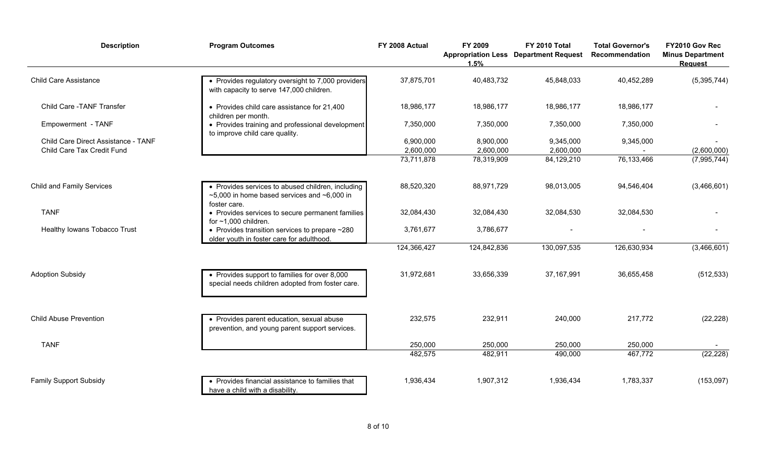| Description | Program Outcomes | FY 2008 Actual | FY 2009 Appropriation Less 1.5% | FY 2010 Total Department Request | Total Governor's Recommendation | FY2010 Gov Rec Minus Department Request |
|---|---|---|---|---|---|---|
| Child Care Assistance | • Provides regulatory oversight to 7,000 providers with capacity to serve 147,000 children. | 37,875,701 | 40,483,732 | 45,848,033 | 40,452,289 | (5,395,744) |
| Child Care -TANF Transfer | • Provides child care assistance for 21,400 children per month. | 18,986,177 | 18,986,177 | 18,986,177 | 18,986,177 | - |
| Empowerment - TANF | • Provides training and professional development to improve child care quality. | 7,350,000 | 7,350,000 | 7,350,000 | 7,350,000 | - |
| Child Care Direct Assistance - TANF | | 6,900,000 | 8,900,000 | 9,345,000 | 9,345,000 | - |
| Child Care Tax Credit Fund | | 2,600,000 | 2,600,000 | 2,600,000 | - | (2,600,000) |
| | | 73,711,878 | 78,319,909 | 84,129,210 | 76,133,466 | (7,995,744) |
| Child and Family Services | • Provides services to abused children, including ~5,000 in home based services and ~6,000 in foster care. | 88,520,320 | 88,971,729 | 98,013,005 | 94,546,404 | (3,466,601) |
| TANF | • Provides services to secure permanent families for ~1,000 children. | 32,084,430 | 32,084,430 | 32,084,530 | 32,084,530 | - |
| Healthy Iowans Tobacco Trust | • Provides transition services to prepare ~280 older youth in foster care for adulthood. | 3,761,677 | 3,786,677 | - | - | - |
| | | 124,366,427 | 124,842,836 | 130,097,535 | 126,630,934 | (3,466,601) |
| Adoption Subsidy | • Provides support to families for over 8,000 special needs children adopted from foster care. | 31,972,681 | 33,656,339 | 37,167,991 | 36,655,458 | (512,533) |
| Child Abuse Prevention | • Provides parent education, sexual abuse prevention, and young parent support services. | 232,575 | 232,911 | 240,000 | 217,772 | (22,228) |
| TANF | | 250,000 | 250,000 | 250,000 | 250,000 | - |
| | | 482,575 | 482,911 | 490,000 | 467,772 | (22,228) |
| Family Support Subsidy | • Provides financial assistance to families that have a child with a disability. | 1,936,434 | 1,907,312 | 1,936,434 | 1,783,337 | (153,097) |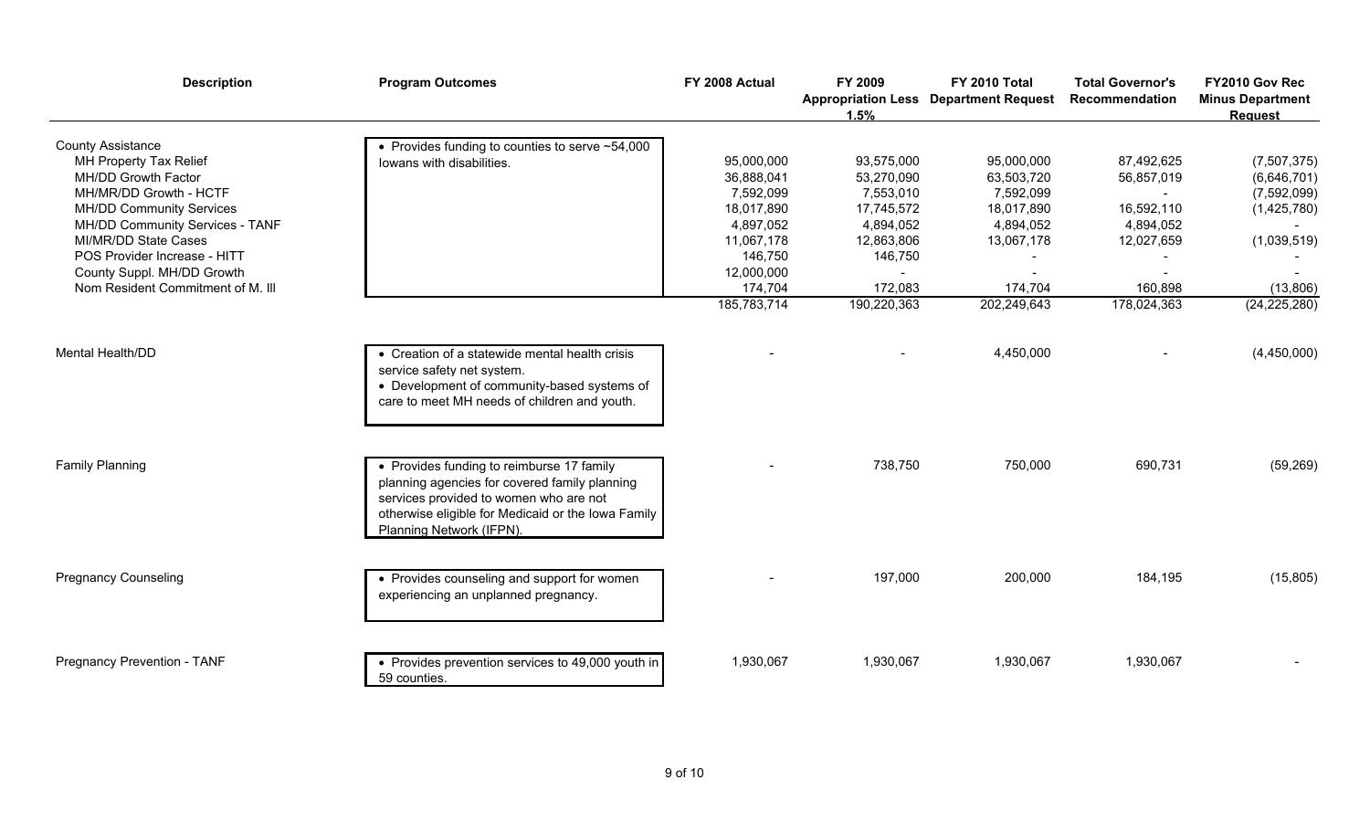| Description | Program Outcomes | FY 2008 Actual | FY 2009 Appropriation Less 1.5% | FY 2010 Total Department Request | Total Governor's Recommendation | FY2010 Gov Rec Minus Department Request |
|---|---|---|---|---|---|---|
| County Assistance | • Provides funding to counties to serve ~54,000 Iowans with disabilities. | | | | | |
| MH Property Tax Relief | | 95,000,000 | 93,575,000 | 95,000,000 | 87,492,625 | (7,507,375) |
| MH/DD Growth Factor | | 36,888,041 | 53,270,090 | 63,503,720 | 56,857,019 | (6,646,701) |
| MH/MR/DD Growth - HCTF | | 7,592,099 | 7,553,010 | 7,592,099 | - | (7,592,099) |
| MH/DD Community Services | | 18,017,890 | 17,745,572 | 18,017,890 | 16,592,110 | (1,425,780) |
| MH/DD Community Services - TANF | | 4,897,052 | 4,894,052 | 4,894,052 | 4,894,052 | - |
| MI/MR/DD State Cases | | 11,067,178 | 12,863,806 | 13,067,178 | 12,027,659 | (1,039,519) |
| POS Provider Increase - HITT | | 146,750 | 146,750 | - | - | - |
| County Suppl. MH/DD Growth | | 12,000,000 | - | - | - | - |
| Nom Resident Commitment of M. Ill | | 174,704 | 172,083 | 174,704 | 160,898 | (13,806) |
| | | 185,783,714 | 190,220,363 | 202,249,643 | 178,024,363 | (24,225,280) |
| Mental Health/DD | • Creation of a statewide mental health crisis service safety net system.<br>• Development of community-based systems of care to meet MH needs of children and youth. | - | - | 4,450,000 | - | (4,450,000) |
| Family Planning | • Provides funding to reimburse 17 family planning agencies for covered family planning services provided to women who are not otherwise eligible for Medicaid or the Iowa Family Planning Network (IFPN). | - | 738,750 | 750,000 | 690,731 | (59,269) |
| Pregnancy Counseling | • Provides counseling and support for women experiencing an unplanned pregnancy. | - | 197,000 | 200,000 | 184,195 | (15,805) |
| Pregnancy Prevention - TANF | • Provides prevention services to 49,000 youth in 59 counties. | 1,930,067 | 1,930,067 | 1,930,067 | 1,930,067 | - |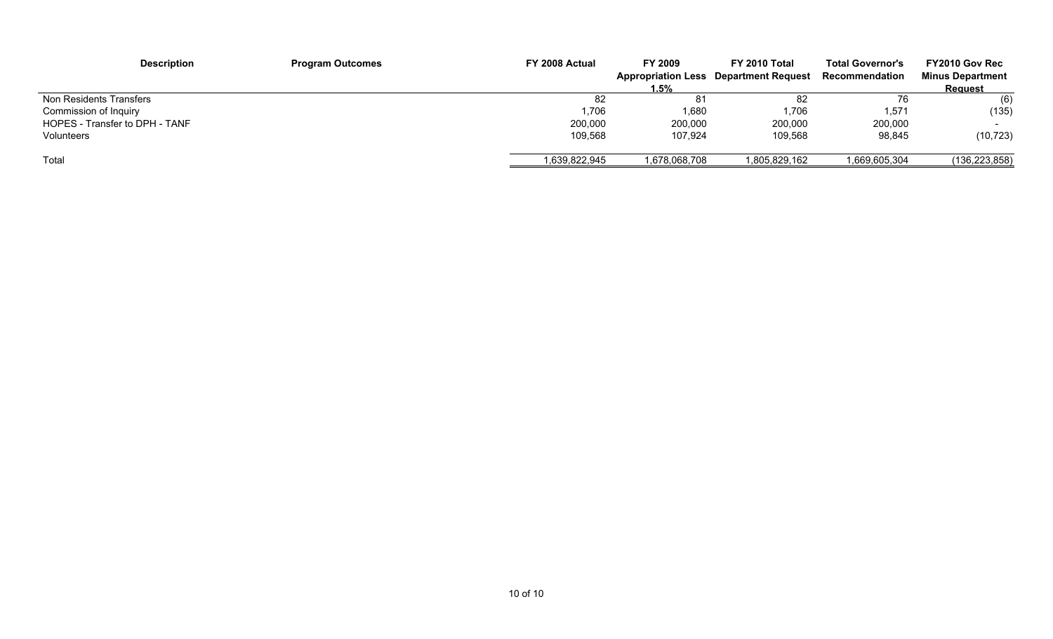| Description | Program Outcomes | FY 2008 Actual | FY 2009 Appropriation Less 1.5% | FY 2010 Total Department Request | Total Governor's Recommendation | FY2010 Gov Rec Minus Department Request |
|---|---|---|---|---|---|---|
| Non Residents Transfers | | 82 | 81 | 82 | 76 | (6) |
| Commission of Inquiry | | 1,706 | 1,680 | 1,706 | 1,571 | (135) |
| HOPES - Transfer to DPH - TANF | | 200,000 | 200,000 | 200,000 | 200,000 | - |
| Volunteers | | 109,568 | 107,924 | 109,568 | 98,845 | (10,723) |
| Total | | 1,639,822,945 | 1,678,068,708 | 1,805,829,162 | 1,669,605,304 | (136,223,858) |